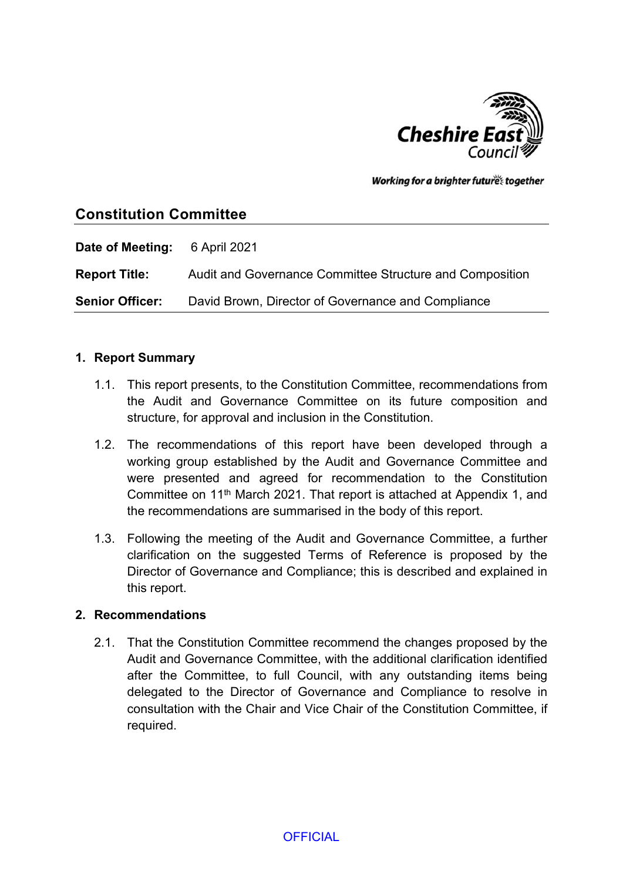Cheshire East Council

*Working for a brighter future together*

## Constitution Committee

**Date of Meeting:** 6 April 2021

**Report Title:** Audit and Governance Committee Structure and Composition

**Senior Officer:** David Brown, Director of Governance and Compliance

### 1. Report Summary

1.1. This report presents, to the Constitution Committee, recommendations from the Audit and Governance Committee on its future composition and structure, for approval and inclusion in the Constitution.

1.2. The recommendations of this report have been developed through a working group established by the Audit and Governance Committee and were presented and agreed for recommendation to the Constitution Committee on 11th March 2021. That report is attached at Appendix 1, and the recommendations are summarised in the body of this report.

1.3. Following the meeting of the Audit and Governance Committee, a further clarification on the suggested Terms of Reference is proposed by the Director of Governance and Compliance; this is described and explained in this report.

### 2. Recommendations

2.1. That the Constitution Committee recommend the changes proposed by the Audit and Governance Committee, with the additional clarification identified after the Committee, to full Council, with any outstanding items being delegated to the Director of Governance and Compliance to resolve in consultation with the Chair and Vice Chair of the Constitution Committee, if required.

OFFICIAL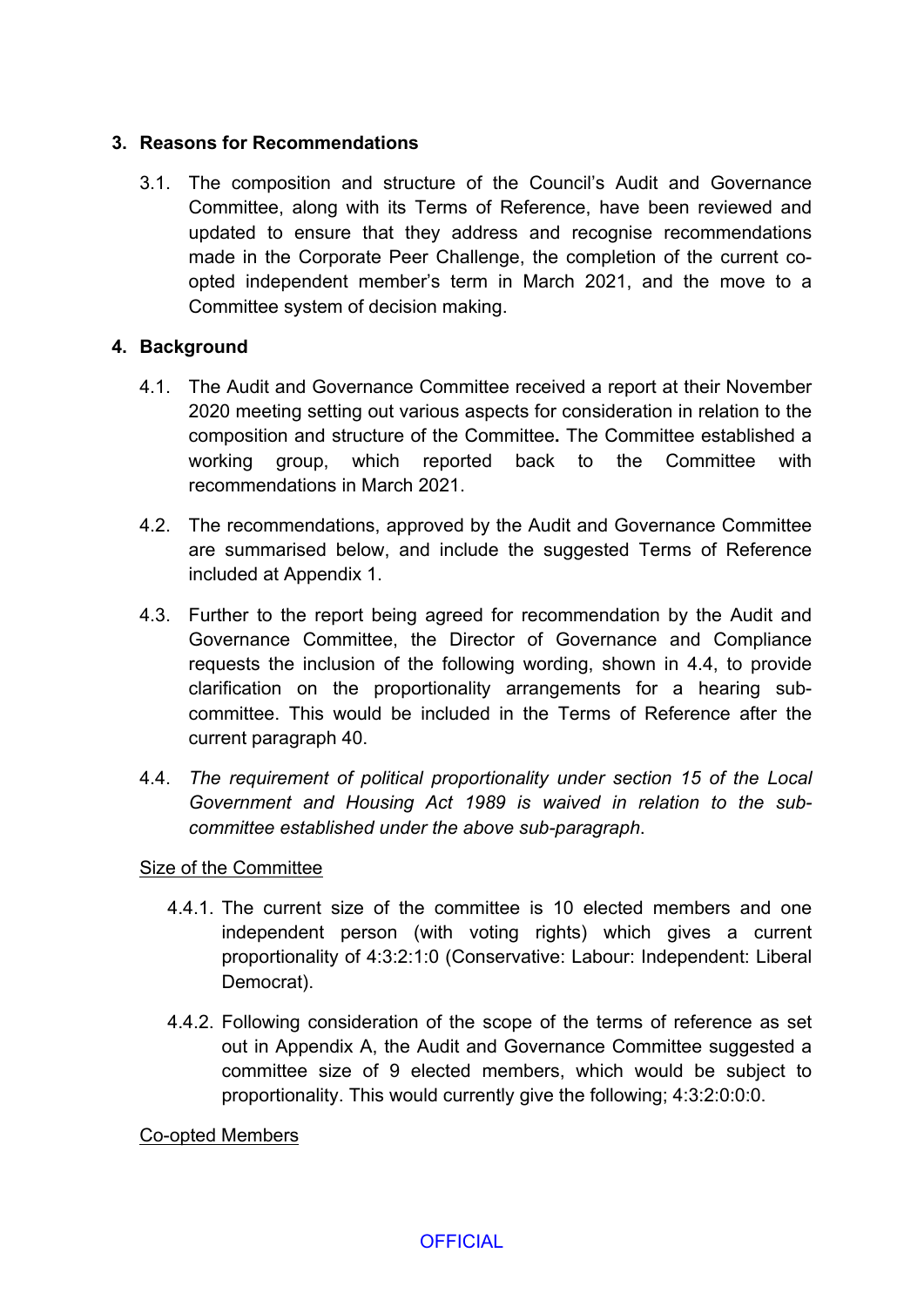## 3. Reasons for Recommendations

3.1. The composition and structure of the Council's Audit and Governance Committee, along with its Terms of Reference, have been reviewed and updated to ensure that they address and recognise recommendations made in the Corporate Peer Challenge, the completion of the current co-opted independent member's term in March 2021, and the move to a Committee system of decision making.

## 4. Background

4.1. The Audit and Governance Committee received a report at their November 2020 meeting setting out various aspects for consideration in relation to the composition and structure of the Committee**.** The Committee established a working group, which reported back to the Committee with recommendations in March 2021.

4.2. The recommendations, approved by the Audit and Governance Committee are summarised below, and include the suggested Terms of Reference included at Appendix 1.

4.3. Further to the report being agreed for recommendation by the Audit and Governance Committee, the Director of Governance and Compliance requests the inclusion of the following wording, shown in 4.4, to provide clarification on the proportionality arrangements for a hearing sub-committee. This would be included in the Terms of Reference after the current paragraph 40.

4.4. *The requirement of political proportionality under section 15 of the Local Government and Housing Act 1989 is waived in relation to the sub-committee established under the above sub-paragraph*.

<u>Size of the Committee</u>

4.4.1. The current size of the committee is 10 elected members and one independent person (with voting rights) which gives a current proportionality of 4:3:2:1:0 (Conservative: Labour: Independent: Liberal Democrat).

4.4.2. Following consideration of the scope of the terms of reference as set out in Appendix A, the Audit and Governance Committee suggested a committee size of 9 elected members, which would be subject to proportionality. This would currently give the following; 4:3:2:0:0:0.

<u>Co-opted Members</u>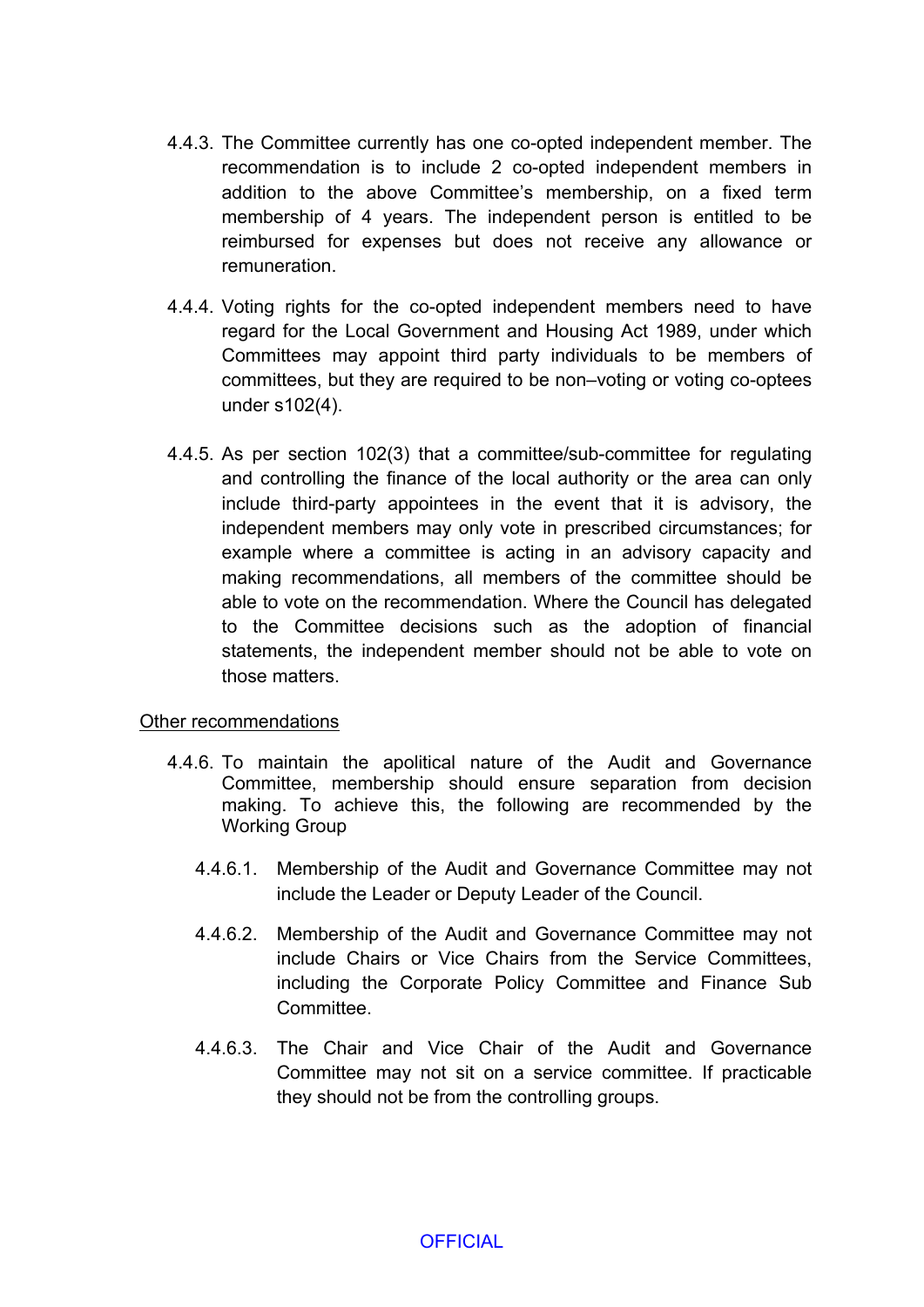4.4.3. The Committee currently has one co-opted independent member. The recommendation is to include 2 co-opted independent members in addition to the above Committee's membership, on a fixed term membership of 4 years. The independent person is entitled to be reimbursed for expenses but does not receive any allowance or remuneration.

4.4.4. Voting rights for the co-opted independent members need to have regard for the Local Government and Housing Act 1989, under which Committees may appoint third party individuals to be members of committees, but they are required to be non–voting or voting co-optees under s102(4).

4.4.5. As per section 102(3) that a committee/sub-committee for regulating and controlling the finance of the local authority or the area can only include third-party appointees in the event that it is advisory, the independent members may only vote in prescribed circumstances; for example where a committee is acting in an advisory capacity and making recommendations, all members of the committee should be able to vote on the recommendation. Where the Council has delegated to the Committee decisions such as the adoption of financial statements, the independent member should not be able to vote on those matters.

<u>Other recommendations</u>

4.4.6. To maintain the apolitical nature of the Audit and Governance Committee, membership should ensure separation from decision making. To achieve this, the following are recommended by the Working Group

4.4.6.1. Membership of the Audit and Governance Committee may not include the Leader or Deputy Leader of the Council.

4.4.6.2. Membership of the Audit and Governance Committee may not include Chairs or Vice Chairs from the Service Committees, including the Corporate Policy Committee and Finance Sub Committee.

4.4.6.3. The Chair and Vice Chair of the Audit and Governance Committee may not sit on a service committee. If practicable they should not be from the controlling groups.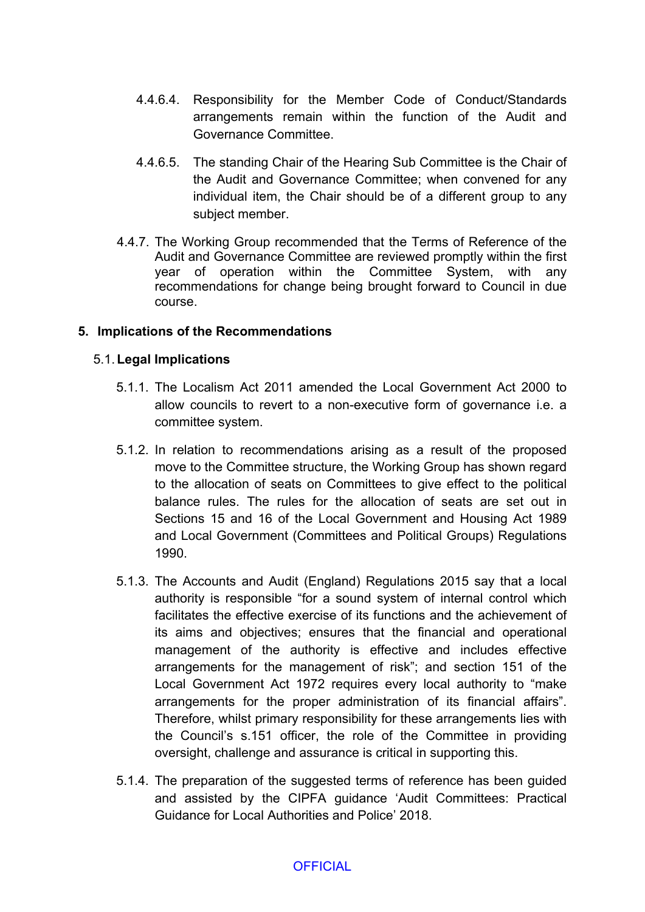4.4.6.4. Responsibility for the Member Code of Conduct/Standards arrangements remain within the function of the Audit and Governance Committee.

4.4.6.5. The standing Chair of the Hearing Sub Committee is the Chair of the Audit and Governance Committee; when convened for any individual item, the Chair should be of a different group to any subject member.

4.4.7. The Working Group recommended that the Terms of Reference of the Audit and Governance Committee are reviewed promptly within the first year of operation within the Committee System, with any recommendations for change being brought forward to Council in due course.

## 5. Implications of the Recommendations

### 5.1. Legal Implications

5.1.1. The Localism Act 2011 amended the Local Government Act 2000 to allow councils to revert to a non-executive form of governance i.e. a committee system.

5.1.2. In relation to recommendations arising as a result of the proposed move to the Committee structure, the Working Group has shown regard to the allocation of seats on Committees to give effect to the political balance rules. The rules for the allocation of seats are set out in Sections 15 and 16 of the Local Government and Housing Act 1989 and Local Government (Committees and Political Groups) Regulations 1990.

5.1.3. The Accounts and Audit (England) Regulations 2015 say that a local authority is responsible "for a sound system of internal control which facilitates the effective exercise of its functions and the achievement of its aims and objectives; ensures that the financial and operational management of the authority is effective and includes effective arrangements for the management of risk"; and section 151 of the Local Government Act 1972 requires every local authority to "make arrangements for the proper administration of its financial affairs". Therefore, whilst primary responsibility for these arrangements lies with the Council's s.151 officer, the role of the Committee in providing oversight, challenge and assurance is critical in supporting this.

5.1.4. The preparation of the suggested terms of reference has been guided and assisted by the CIPFA guidance 'Audit Committees: Practical Guidance for Local Authorities and Police' 2018.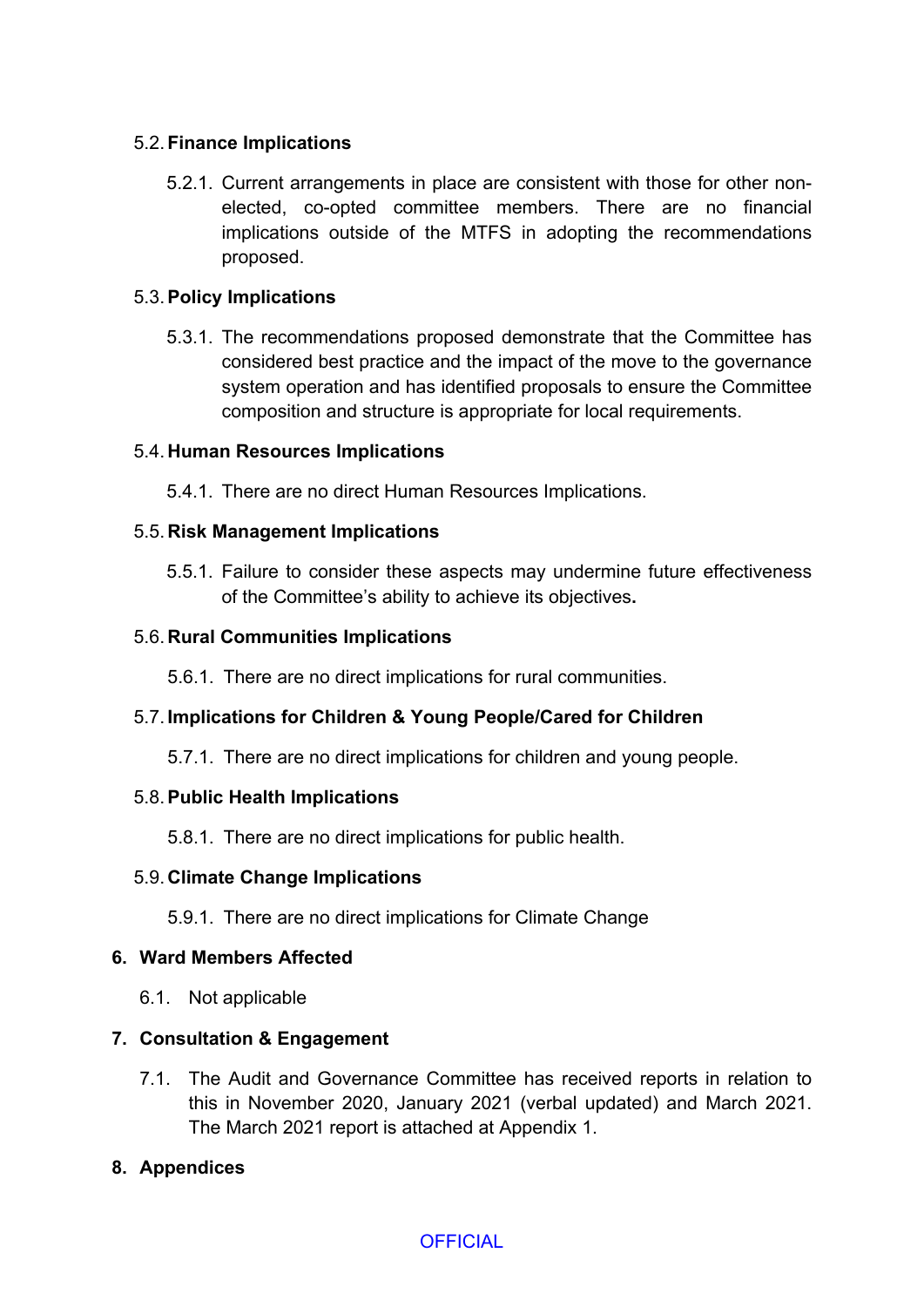### 5.2. Finance Implications

5.2.1. Current arrangements in place are consistent with those for other non-elected, co-opted committee members. There are no financial implications outside of the MTFS in adopting the recommendations proposed.

### 5.3. Policy Implications

5.3.1. The recommendations proposed demonstrate that the Committee has considered best practice and the impact of the move to the governance system operation and has identified proposals to ensure the Committee composition and structure is appropriate for local requirements.

### 5.4. Human Resources Implications

5.4.1. There are no direct Human Resources Implications.

### 5.5. Risk Management Implications

5.5.1. Failure to consider these aspects may undermine future effectiveness of the Committee's ability to achieve its objectives**.**

### 5.6. Rural Communities Implications

5.6.1. There are no direct implications for rural communities.

### 5.7. Implications for Children & Young People/Cared for Children

5.7.1. There are no direct implications for children and young people.

### 5.8. Public Health Implications

5.8.1. There are no direct implications for public health.

### 5.9. Climate Change Implications

5.9.1. There are no direct implications for Climate Change

## 6. Ward Members Affected

6.1. Not applicable

## 7. Consultation & Engagement

7.1. The Audit and Governance Committee has received reports in relation to this in November 2020, January 2021 (verbal updated) and March 2021. The March 2021 report is attached at Appendix 1.

## 8. Appendices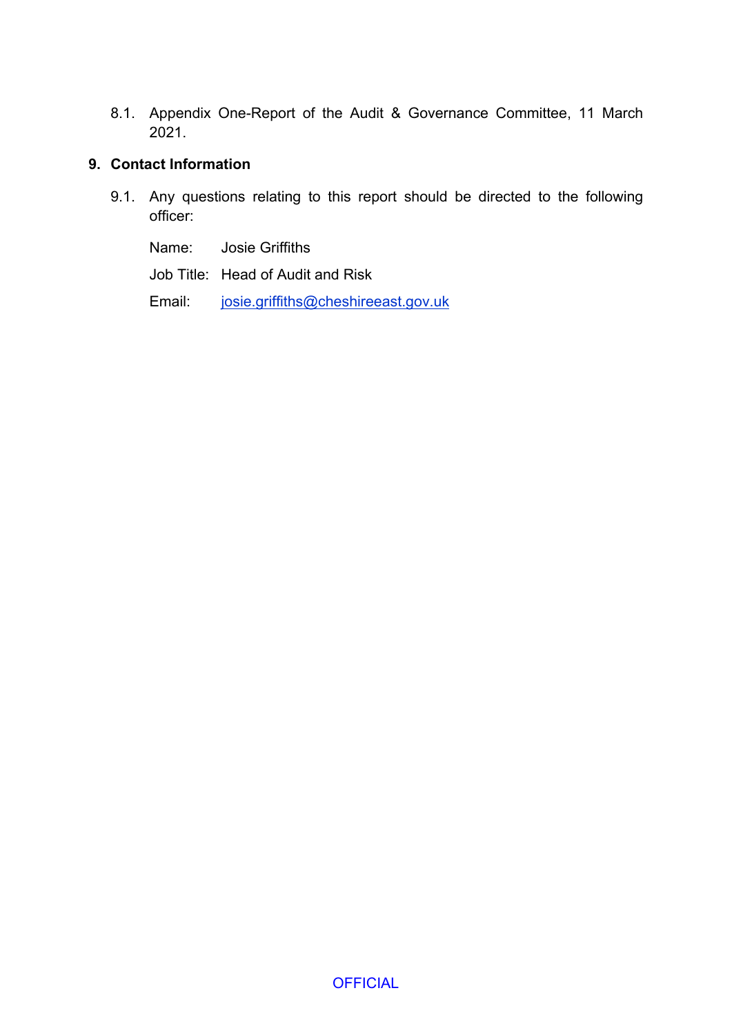8.1. Appendix One-Report of the Audit & Governance Committee, 11 March 2021.

## 9. Contact Information

9.1. Any questions relating to this report should be directed to the following officer:

Name: Josie Griffiths

Job Title: Head of Audit and Risk

Email: josie.griffiths@cheshireeast.gov.uk